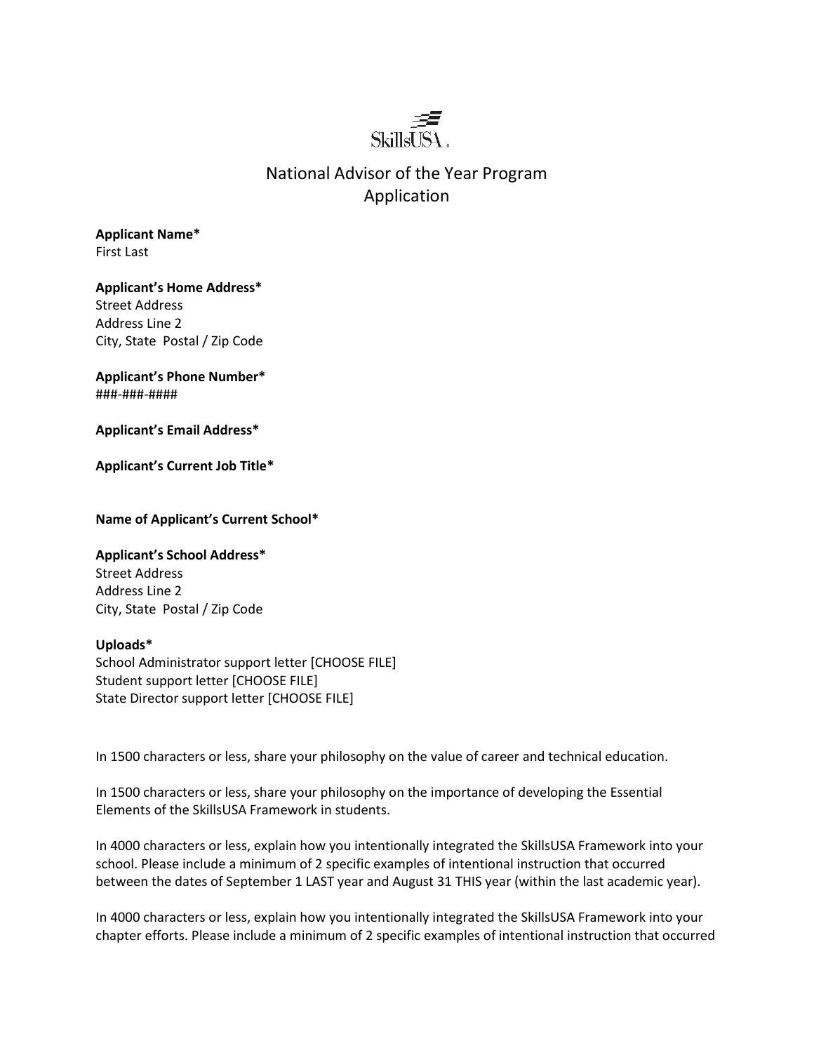SkillsUSA

# National Advisor of the Year Program Application

**Applicant Name***
First Last

**Applicant's Home Address***
Street Address
Address Line 2
City, State Postal / Zip Code

**Applicant's Phone Number***
###-###-####

**Applicant's Email Address***

**Applicant's Current Job Title***

**Name of Applicant's Current School***

**Applicant's School Address***
Street Address
Address Line 2
City, State Postal / Zip Code

**Uploads***
School Administrator support letter [CHOOSE FILE]
Student support letter [CHOOSE FILE]
State Director support letter [CHOOSE FILE]

In 1500 characters or less, share your philosophy on the value of career and technical education.

In 1500 characters or less, share your philosophy on the importance of developing the Essential Elements of the SkillsUSA Framework in students.

In 4000 characters or less, explain how you intentionally integrated the SkillsUSA Framework into your school. Please include a minimum of 2 specific examples of intentional instruction that occurred between the dates of September 1 LAST year and August 31 THIS year (within the last academic year).

In 4000 characters or less, explain how you intentionally integrated the SkillsUSA Framework into your chapter efforts. Please include a minimum of 2 specific examples of intentional instruction that occurred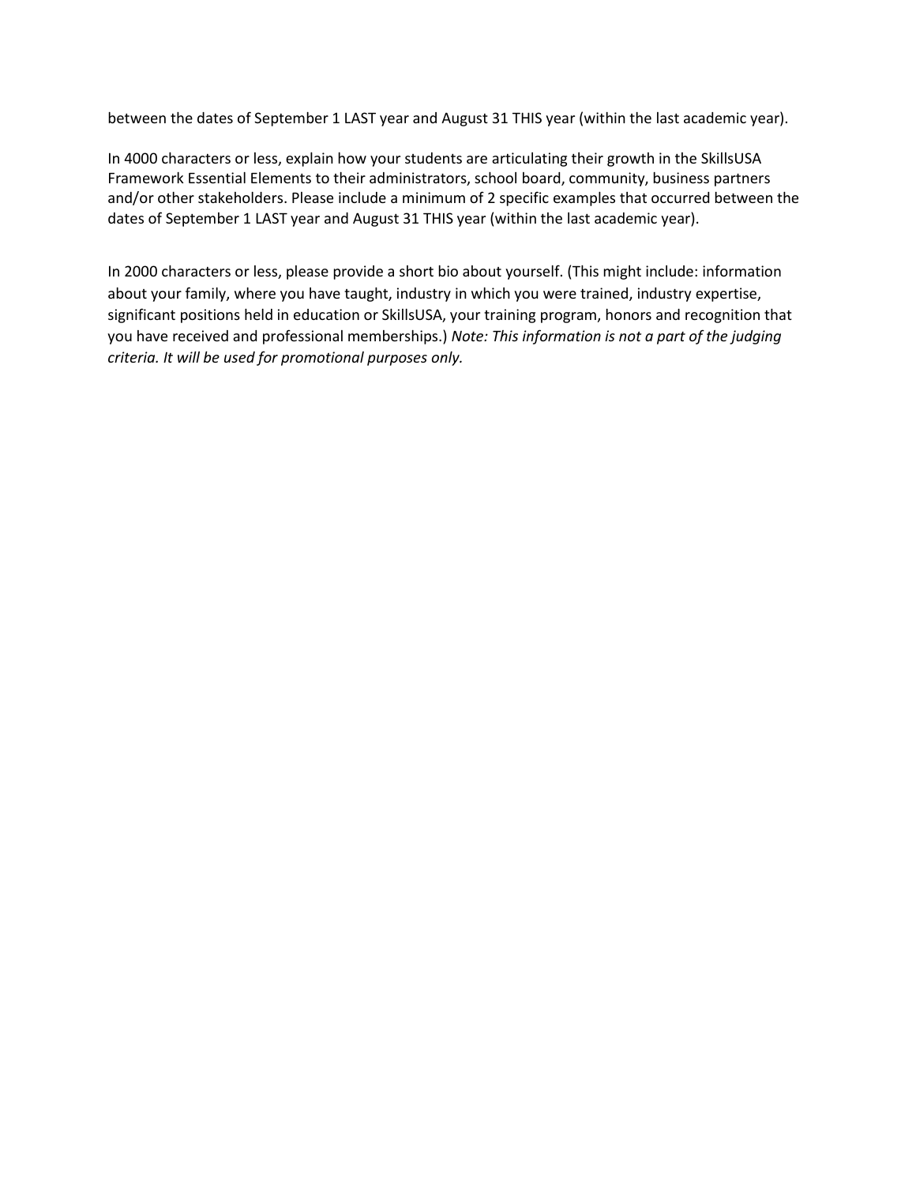between the dates of September 1 LAST year and August 31 THIS year (within the last academic year).

In 4000 characters or less, explain how your students are articulating their growth in the SkillsUSA Framework Essential Elements to their administrators, school board, community, business partners and/or other stakeholders. Please include a minimum of 2 specific examples that occurred between the dates of September 1 LAST year and August 31 THIS year (within the last academic year).

In 2000 characters or less, please provide a short bio about yourself. (This might include: information about your family, where you have taught, industry in which you were trained, industry expertise, significant positions held in education or SkillsUSA, your training program, honors and recognition that you have received and professional memberships.) *Note: This information is not a part of the judging criteria. It will be used for promotional purposes only.*